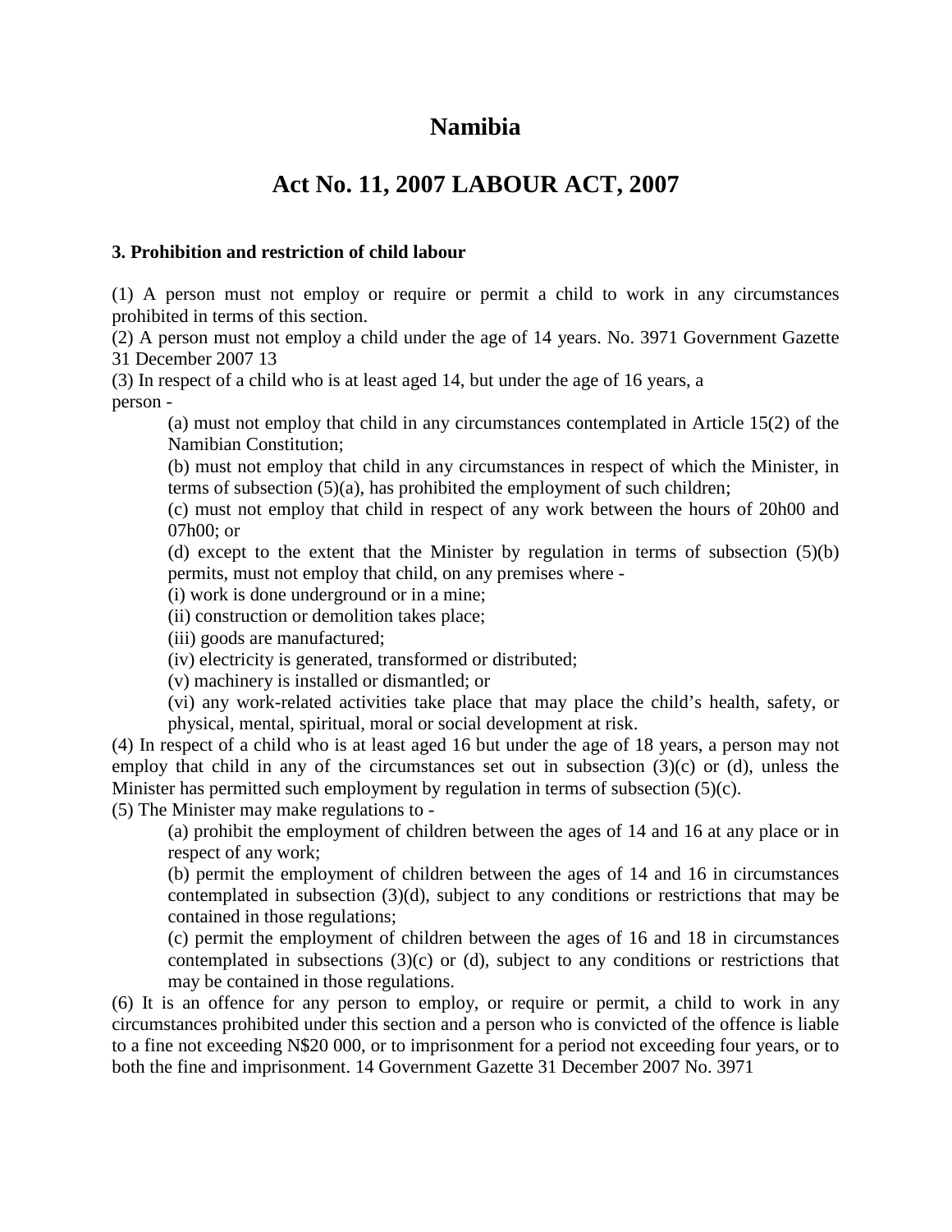# Namibia

# Act No. 11, 2007 LABOUR ACT, 2007

**3. Prohibition and restriction of child labour**

(1) A person must not employ or require or permit a child to work in any circumstances prohibited in terms of this section.

(2) A person must not employ a child under the age of 14 years.

(3) In respect of a child who is at least aged 14, but under the age of 16 years, a person -

> (a) must not employ that child in any circumstances contemplated in Article 15(2) of the Namibian Constitution;
>
> (b) must not employ that child in any circumstances in respect of which the Minister, in terms of subsection (5)(a), has prohibited the employment of such children;
>
> (c) must not employ that child in respect of any work between the hours of 20h00 and 07h00; or
>
> (d) except to the extent that the Minister by regulation in terms of subsection (5)(b) permits, must not employ that child, on any premises where -
>
> (i) work is done underground or in a mine;
>
> (ii) construction or demolition takes place;
>
> (iii) goods are manufactured;
>
> (iv) electricity is generated, transformed or distributed;
>
> (v) machinery is installed or dismantled; or
>
> (vi) any work-related activities take place that may place the child's health, safety, or physical, mental, spiritual, moral or social development at risk.

(4) In respect of a child who is at least aged 16 but under the age of 18 years, a person may not employ that child in any of the circumstances set out in subsection (3)(c) or (d), unless the Minister has permitted such employment by regulation in terms of subsection (5)(c).

(5) The Minister may make regulations to -

> (a) prohibit the employment of children between the ages of 14 and 16 at any place or in respect of any work;
>
> (b) permit the employment of children between the ages of 14 and 16 in circumstances contemplated in subsection (3)(d), subject to any conditions or restrictions that may be contained in those regulations;
>
> (c) permit the employment of children between the ages of 16 and 18 in circumstances contemplated in subsections (3)(c) or (d), subject to any conditions or restrictions that may be contained in those regulations.

(6) It is an offence for any person to employ, or require or permit, a child to work in any circumstances prohibited under this section and a person who is convicted of the offence is liable to a fine not exceeding N$20 000, or to imprisonment for a period not exceeding four years, or to both the fine and imprisonment.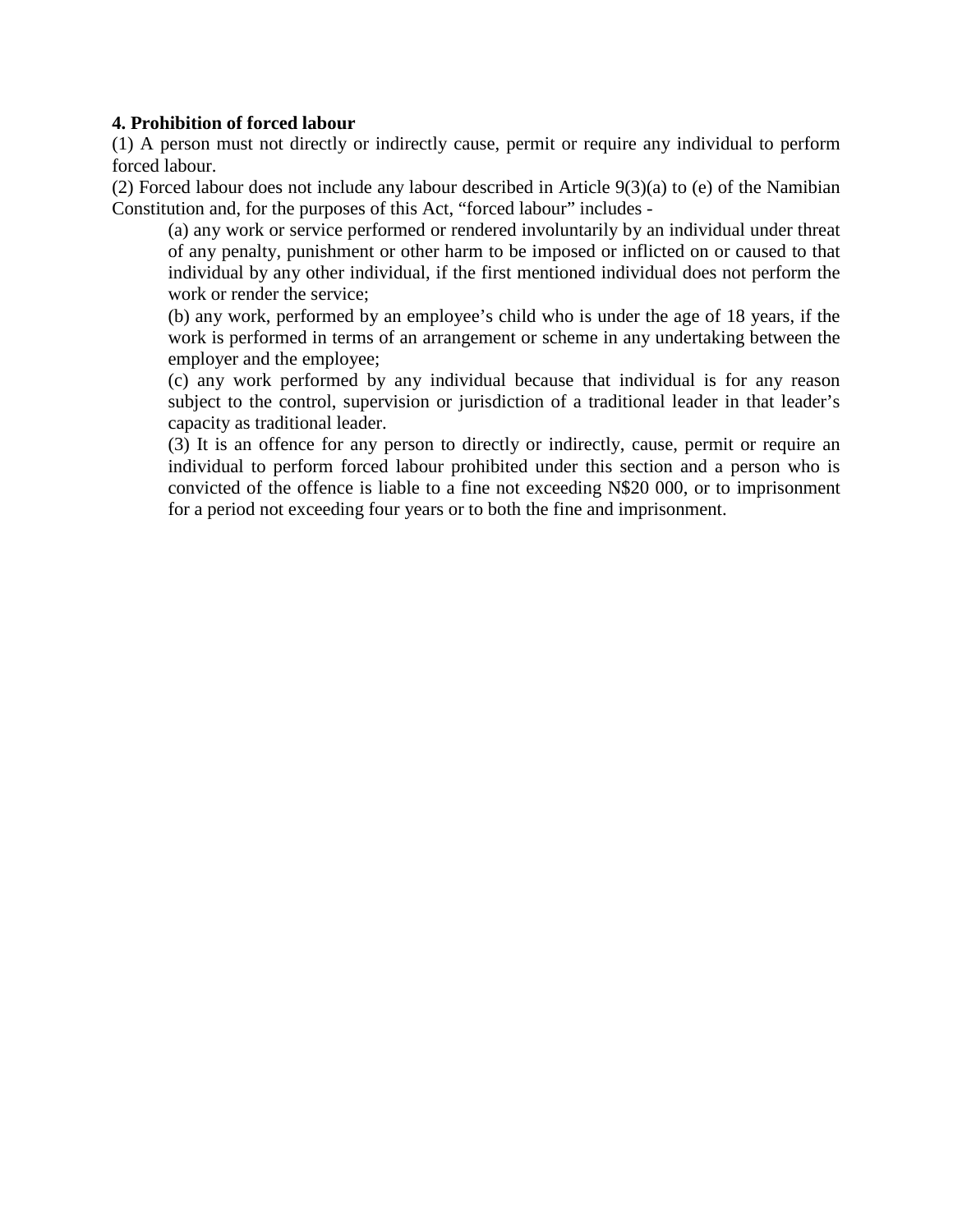**4. Prohibition of forced labour**

(1) A person must not directly or indirectly cause, permit or require any individual to perform forced labour.

(2) Forced labour does not include any labour described in Article 9(3)(a) to (e) of the Namibian Constitution and, for the purposes of this Act, "forced labour" includes -

(a) any work or service performed or rendered involuntarily by an individual under threat of any penalty, punishment or other harm to be imposed or inflicted on or caused to that individual by any other individual, if the first mentioned individual does not perform the work or render the service;

(b) any work, performed by an employee's child who is under the age of 18 years, if the work is performed in terms of an arrangement or scheme in any undertaking between the employer and the employee;

(c) any work performed by any individual because that individual is for any reason subject to the control, supervision or jurisdiction of a traditional leader in that leader's capacity as traditional leader.

(3) It is an offence for any person to directly or indirectly, cause, permit or require an individual to perform forced labour prohibited under this section and a person who is convicted of the offence is liable to a fine not exceeding N$20 000, or to imprisonment for a period not exceeding four years or to both the fine and imprisonment.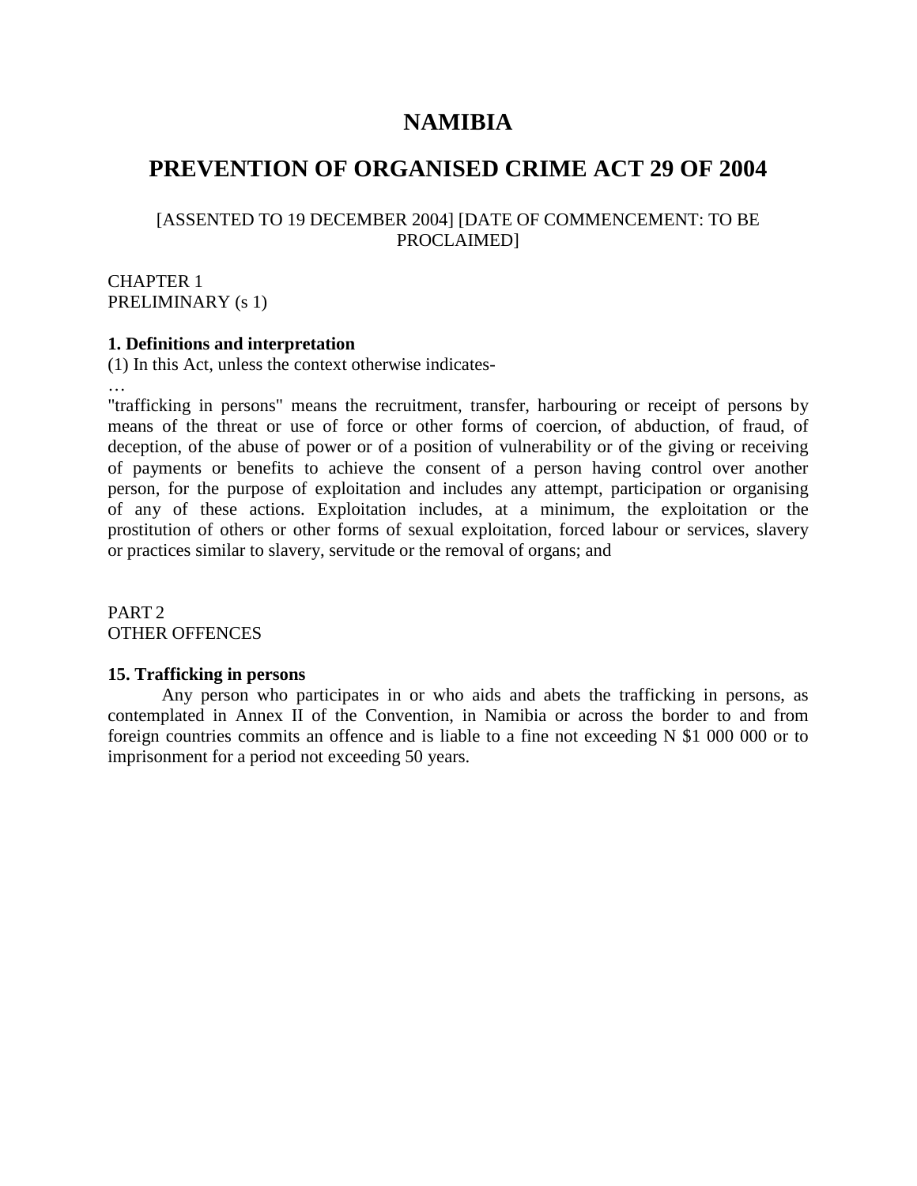# NAMIBIA

## PREVENTION OF ORGANISED CRIME ACT 29 OF 2004

[ASSENTED TO 19 DECEMBER 2004] [DATE OF COMMENCEMENT: TO BE PROCLAIMED]

CHAPTER 1
PRELIMINARY (s 1)

**1. Definitions and interpretation**

(1) In this Act, unless the context otherwise indicates-

…

"trafficking in persons" means the recruitment, transfer, harbouring or receipt of persons by means of the threat or use of force or other forms of coercion, of abduction, of fraud, of deception, of the abuse of power or of a position of vulnerability or of the giving or receiving of payments or benefits to achieve the consent of a person having control over another person, for the purpose of exploitation and includes any attempt, participation or organising of any of these actions. Exploitation includes, at a minimum, the exploitation or the prostitution of others or other forms of sexual exploitation, forced labour or services, slavery or practices similar to slavery, servitude or the removal of organs; and

PART 2
OTHER OFFENCES

**15. Trafficking in persons**

Any person who participates in or who aids and abets the trafficking in persons, as contemplated in Annex II of the Convention, in Namibia or across the border to and from foreign countries commits an offence and is liable to a fine not exceeding N $1 000 000 or to imprisonment for a period not exceeding 50 years.